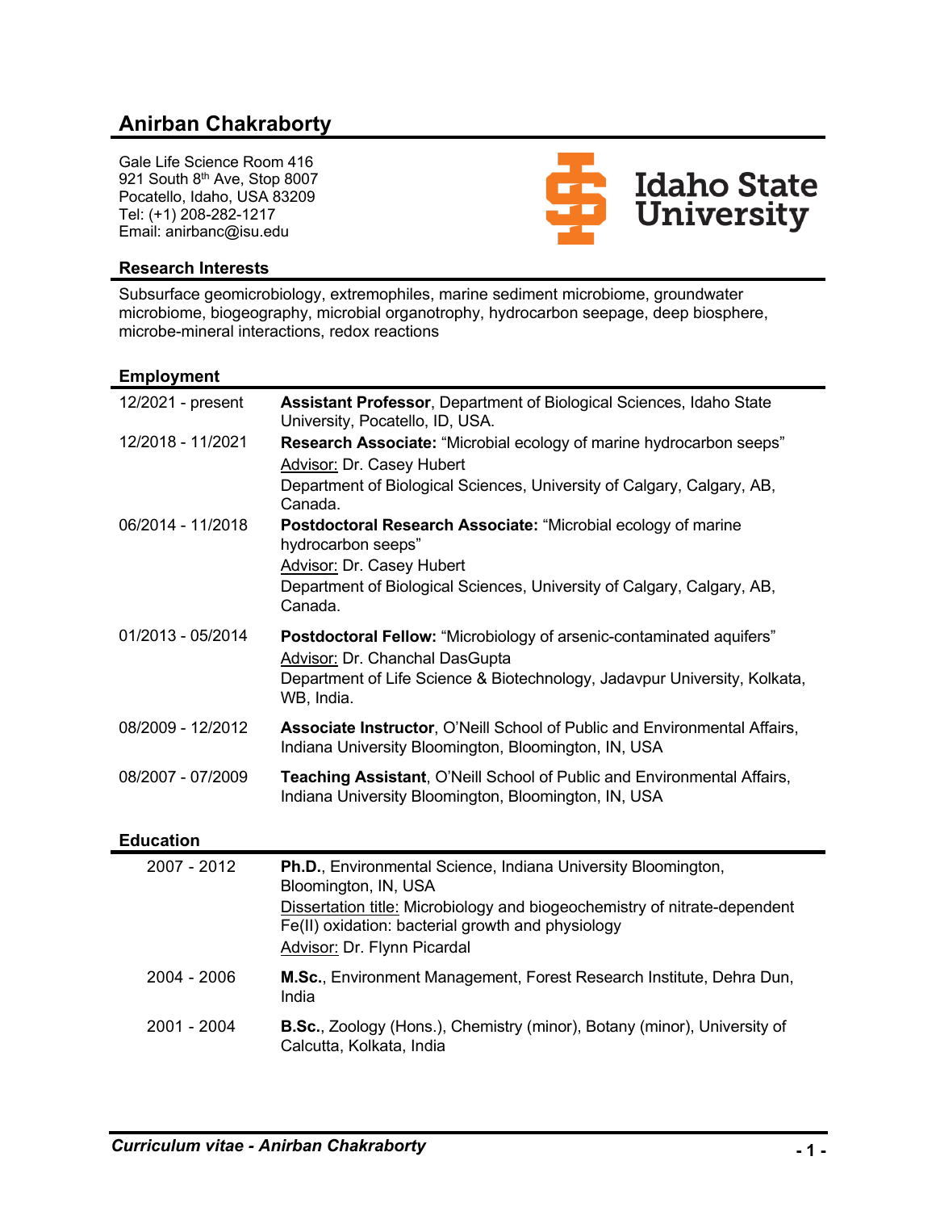# Anirban Chakraborty

Gale Life Science Room 416
921 South 8th Ave, Stop 8007
Pocatello, Idaho, USA 83209
Tel: (+1) 208-282-1217
Email: anirbanc@isu.edu

Idaho State University

## Research Interests

Subsurface geomicrobiology, extremophiles, marine sediment microbiome, groundwater microbiome, biogeography, microbial organotrophy, hydrocarbon seepage, deep biosphere, microbe-mineral interactions, redox reactions

## Employment

| | |
|---|---|
| 12/2021 - present | **Assistant Professor**, Department of Biological Sciences, Idaho State University, Pocatello, ID, USA. |
| 12/2018 - 11/2021 | **Research Associate:** "Microbial ecology of marine hydrocarbon seeps"<br>Advisor: Dr. Casey Hubert<br>Department of Biological Sciences, University of Calgary, Calgary, AB, Canada. |
| 06/2014 - 11/2018 | **Postdoctoral Research Associate:** "Microbial ecology of marine hydrocarbon seeps"<br>Advisor: Dr. Casey Hubert<br>Department of Biological Sciences, University of Calgary, Calgary, AB, Canada. |
| 01/2013 - 05/2014 | **Postdoctoral Fellow:** "Microbiology of arsenic-contaminated aquifers"<br>Advisor: Dr. Chanchal DasGupta<br>Department of Life Science & Biotechnology, Jadavpur University, Kolkata, WB, India. |
| 08/2009 - 12/2012 | **Associate Instructor**, O'Neill School of Public and Environmental Affairs, Indiana University Bloomington, Bloomington, IN, USA |
| 08/2007 - 07/2009 | **Teaching Assistant**, O'Neill School of Public and Environmental Affairs, Indiana University Bloomington, Bloomington, IN, USA |

## Education

| | |
|---|---|
| 2007 - 2012 | **Ph.D.**, Environmental Science, Indiana University Bloomington, Bloomington, IN, USA<br>Dissertation title: Microbiology and biogeochemistry of nitrate-dependent Fe(II) oxidation: bacterial growth and physiology<br>Advisor: Dr. Flynn Picardal |
| 2004 - 2006 | **M.Sc.**, Environment Management, Forest Research Institute, Dehra Dun, India |
| 2001 - 2004 | **B.Sc.**, Zoology (Hons.), Chemistry (minor), Botany (minor), University of Calcutta, Kolkata, India |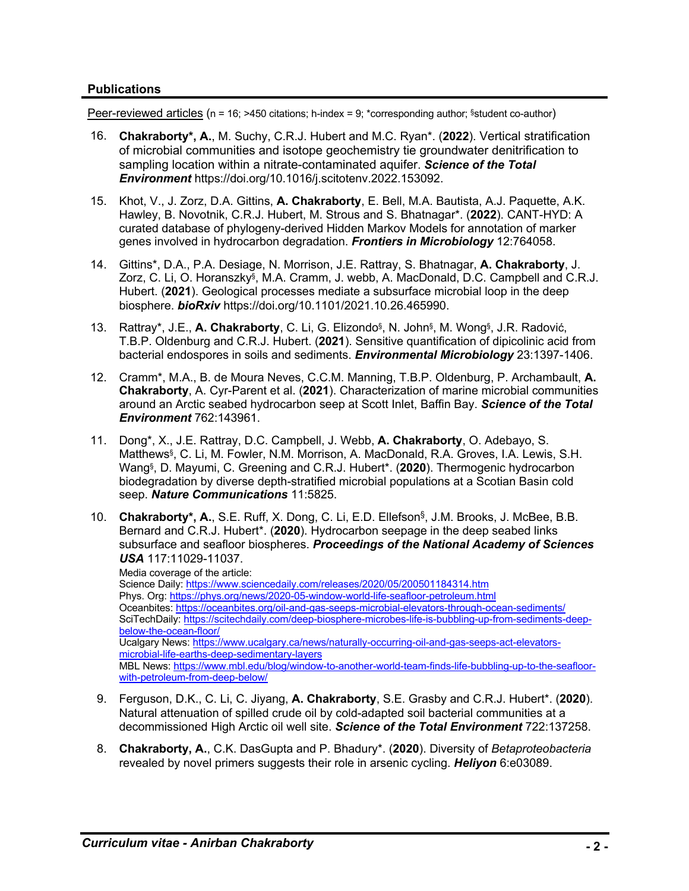## Publications

Peer-reviewed articles (n = 16; >450 citations; h-index = 9; *corresponding author; §student co-author)

16. **Chakraborty*, A.**, M. Suchy, C.R.J. Hubert and M.C. Ryan*. (**2022**). Vertical stratification of microbial communities and isotope geochemistry tie groundwater denitrification to sampling location within a nitrate-contaminated aquifer. ***Science of the Total Environment*** https://doi.org/10.1016/j.scitotenv.2022.153092.

15. Khot, V., J. Zorz, D.A. Gittins, **A. Chakraborty**, E. Bell, M.A. Bautista, A.J. Paquette, A.K. Hawley, B. Novotnik, C.R.J. Hubert, M. Strous and S. Bhatnagar*. (**2022**). CANT-HYD: A curated database of phylogeny-derived Hidden Markov Models for annotation of marker genes involved in hydrocarbon degradation. ***Frontiers in Microbiology*** 12:764058.

14. Gittins*, D.A., P.A. Desiage, N. Morrison, J.E. Rattray, S. Bhatnagar, **A. Chakraborty**, J. Zorz, C. Li, O. Horanszky§, M.A. Cramm, J. webb, A. MacDonald, D.C. Campbell and C.R.J. Hubert. (**2021**). Geological processes mediate a subsurface microbial loop in the deep biosphere. ***bioRxiv*** https://doi.org/10.1101/2021.10.26.465990.

13. Rattray*, J.E., **A. Chakraborty**, C. Li, G. Elizondo§, N. John§, M. Wong§, J.R. Radović, T.B.P. Oldenburg and C.R.J. Hubert. (**2021**). Sensitive quantification of dipicolinic acid from bacterial endospores in soils and sediments. ***Environmental Microbiology*** 23:1397-1406.

12. Cramm*, M.A., B. de Moura Neves, C.C.M. Manning, T.B.P. Oldenburg, P. Archambault, **A. Chakraborty**, A. Cyr-Parent et al. (**2021**). Characterization of marine microbial communities around an Arctic seabed hydrocarbon seep at Scott Inlet, Baffin Bay. ***Science of the Total Environment*** 762:143961.

11. Dong*, X., J.E. Rattray, D.C. Campbell, J. Webb, **A. Chakraborty**, O. Adebayo, S. Matthews§, C. Li, M. Fowler, N.M. Morrison, A. MacDonald, R.A. Groves, I.A. Lewis, S.H. Wang§, D. Mayumi, C. Greening and C.R.J. Hubert*. (**2020**). Thermogenic hydrocarbon biodegradation by diverse depth-stratified microbial populations at a Scotian Basin cold seep. ***Nature Communications*** 11:5825.

10. **Chakraborty*, A.**, S.E. Ruff, X. Dong, C. Li, E.D. Ellefson§, J.M. Brooks, J. McBee, B.B. Bernard and C.R.J. Hubert*. (**2020**). Hydrocarbon seepage in the deep seabed links subsurface and seafloor biospheres. ***Proceedings of the National Academy of Sciences USA*** 117:11029-11037.
    Media coverage of the article:
    Science Daily: https://www.sciencedaily.com/releases/2020/05/200501184314.htm
    Phys. Org: https://phys.org/news/2020-05-window-world-life-seafloor-petroleum.html
    Oceanbites: https://oceanbites.org/oil-and-gas-seeps-microbial-elevators-through-ocean-sediments/
    SciTechDaily: https://scitechdaily.com/deep-biosphere-microbes-life-is-bubbling-up-from-sediments-deep-below-the-ocean-floor/
    Ucalgary News: https://www.ucalgary.ca/news/naturally-occurring-oil-and-gas-seeps-act-elevators-microbial-life-earths-deep-sedimentary-layers
    MBL News: https://www.mbl.edu/blog/window-to-another-world-team-finds-life-bubbling-up-to-the-seafloor-with-petroleum-from-deep-below/

9. Ferguson, D.K., C. Li, C. Jiyang, **A. Chakraborty**, S.E. Grasby and C.R.J. Hubert*. (**2020**). Natural attenuation of spilled crude oil by cold-adapted soil bacterial communities at a decommissioned High Arctic oil well site. ***Science of the Total Environment*** 722:137258.

8. **Chakraborty, A.**, C.K. DasGupta and P. Bhadury*. (**2020**). Diversity of *Betaproteobacteria* revealed by novel primers suggests their role in arsenic cycling. ***Heliyon*** 6:e03089.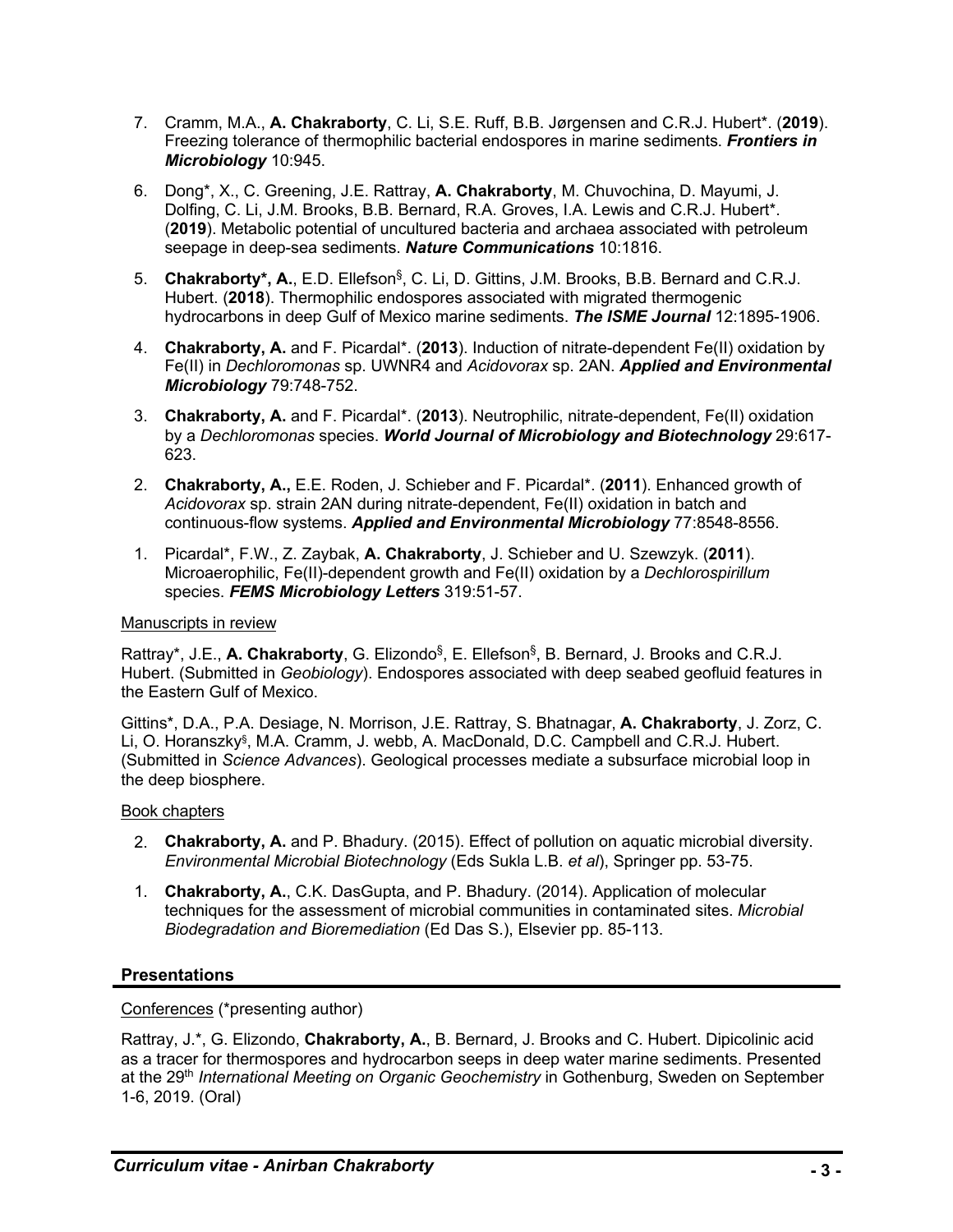7. Cramm, M.A., **A. Chakraborty**, C. Li, S.E. Ruff, B.B. Jørgensen and C.R.J. Hubert*. (**2019**). Freezing tolerance of thermophilic bacterial endospores in marine sediments. ***Frontiers in Microbiology*** 10:945.

6. Dong*, X., C. Greening, J.E. Rattray, **A. Chakraborty**, M. Chuvochina, D. Mayumi, J. Dolfing, C. Li, J.M. Brooks, B.B. Bernard, R.A. Groves, I.A. Lewis and C.R.J. Hubert*. (**2019**). Metabolic potential of uncultured bacteria and archaea associated with petroleum seepage in deep-sea sediments. ***Nature Communications*** 10:1816.

5. **Chakraborty*, A.**, E.D. Ellefson[§], C. Li, D. Gittins, J.M. Brooks, B.B. Bernard and C.R.J. Hubert. (**2018**). Thermophilic endospores associated with migrated thermogenic hydrocarbons in deep Gulf of Mexico marine sediments. ***The ISME Journal*** 12:1895-1906.

4. **Chakraborty, A.** and F. Picardal*. (**2013**). Induction of nitrate-dependent Fe(II) oxidation by Fe(II) in *Dechloromonas* sp. UWNR4 and *Acidovorax* sp. 2AN. ***Applied and Environmental Microbiology*** 79:748-752.

3. **Chakraborty, A.** and F. Picardal*. (**2013**). Neutrophilic, nitrate-dependent, Fe(II) oxidation by a *Dechloromonas* species. ***World Journal of Microbiology and Biotechnology*** 29:617-623.

2. **Chakraborty, A.,** E.E. Roden, J. Schieber and F. Picardal*. (**2011**). Enhanced growth of *Acidovorax* sp. strain 2AN during nitrate-dependent, Fe(II) oxidation in batch and continuous-flow systems. ***Applied and Environmental Microbiology*** 77:8548-8556.

1. Picardal*, F.W., Z. Zaybak, **A. Chakraborty**, J. Schieber and U. Szewzyk. (**2011**). Microaerophilic, Fe(II)-dependent growth and Fe(II) oxidation by a *Dechlorospirillum* species. ***FEMS Microbiology Letters*** 319:51-57.

Manuscripts in review

Rattray*, J.E., **A. Chakraborty**, G. Elizondo[§], E. Ellefson[§], B. Bernard, J. Brooks and C.R.J. Hubert. (Submitted in *Geobiology*). Endospores associated with deep seabed geofluid features in the Eastern Gulf of Mexico.

Gittins*, D.A., P.A. Desiage, N. Morrison, J.E. Rattray, S. Bhatnagar, **A. Chakraborty**, J. Zorz, C. Li, O. Horanszky[§], M.A. Cramm, J. webb, A. MacDonald, D.C. Campbell and C.R.J. Hubert. (Submitted in *Science Advances*). Geological processes mediate a subsurface microbial loop in the deep biosphere.

Book chapters

2. **Chakraborty, A.** and P. Bhadury. (2015). Effect of pollution on aquatic microbial diversity. *Environmental Microbial Biotechnology* (Eds Sukla L.B. *et al*), Springer pp. 53-75.

1. **Chakraborty, A.**, C.K. DasGupta, and P. Bhadury. (2014). Application of molecular techniques for the assessment of microbial communities in contaminated sites. *Microbial Biodegradation and Bioremediation* (Ed Das S.), Elsevier pp. 85-113.

## Presentations

Conferences (*presenting author)

Rattray, J.*, G. Elizondo, **Chakraborty, A.**, B. Bernard, J. Brooks and C. Hubert. Dipicolinic acid as a tracer for thermospores and hydrocarbon seeps in deep water marine sediments. Presented at the 29th *International Meeting on Organic Geochemistry* in Gothenburg, Sweden on September 1-6, 2019. (Oral)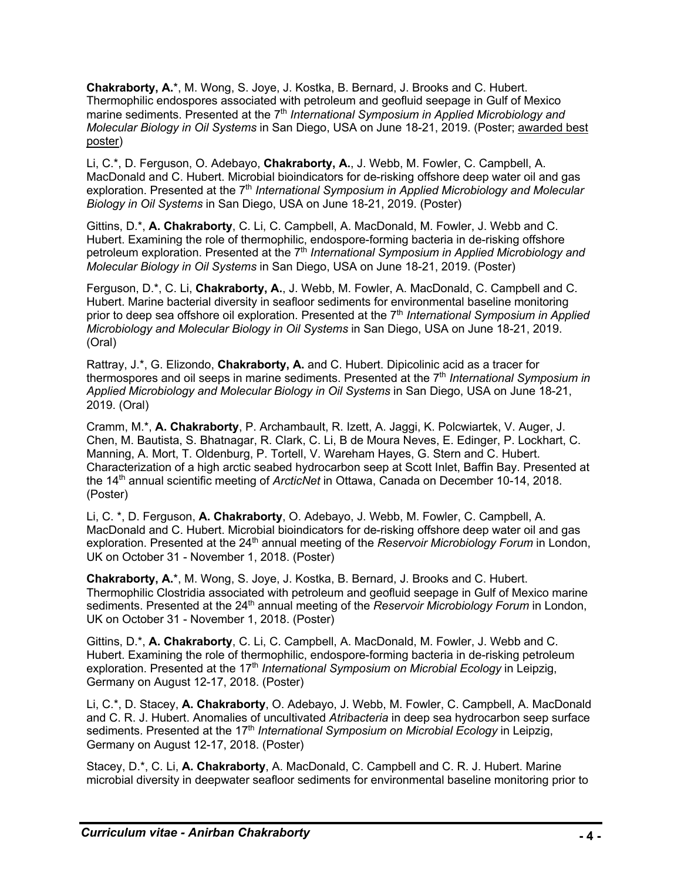**Chakraborty, A.***, M. Wong, S. Joye, J. Kostka, B. Bernard, J. Brooks and C. Hubert. Thermophilic endospores associated with petroleum and geofluid seepage in Gulf of Mexico marine sediments. Presented at the 7th *International Symposium in Applied Microbiology and Molecular Biology in Oil Systems* in San Diego, USA on June 18-21, 2019. (Poster; awarded best poster)

Li, C.*, D. Ferguson, O. Adebayo, **Chakraborty, A.**, J. Webb, M. Fowler, C. Campbell, A. MacDonald and C. Hubert. Microbial bioindicators for de-risking offshore deep water oil and gas exploration. Presented at the 7th *International Symposium in Applied Microbiology and Molecular Biology in Oil Systems* in San Diego, USA on June 18-21, 2019. (Poster)

Gittins, D.*, **A. Chakraborty**, C. Li, C. Campbell, A. MacDonald, M. Fowler, J. Webb and C. Hubert. Examining the role of thermophilic, endospore-forming bacteria in de-risking offshore petroleum exploration. Presented at the 7th *International Symposium in Applied Microbiology and Molecular Biology in Oil Systems* in San Diego, USA on June 18-21, 2019. (Poster)

Ferguson, D.*, C. Li, **Chakraborty, A.**, J. Webb, M. Fowler, A. MacDonald, C. Campbell and C. Hubert. Marine bacterial diversity in seafloor sediments for environmental baseline monitoring prior to deep sea offshore oil exploration. Presented at the 7th *International Symposium in Applied Microbiology and Molecular Biology in Oil Systems* in San Diego, USA on June 18-21, 2019. (Oral)

Rattray, J.*, G. Elizondo, **Chakraborty, A.** and C. Hubert. Dipicolinic acid as a tracer for thermospores and oil seeps in marine sediments. Presented at the 7th *International Symposium in Applied Microbiology and Molecular Biology in Oil Systems* in San Diego, USA on June 18-21, 2019. (Oral)

Cramm, M.*, **A. Chakraborty**, P. Archambault, R. Izett, A. Jaggi, K. Polcwiartek, V. Auger, J. Chen, M. Bautista, S. Bhatnagar, R. Clark, C. Li, B de Moura Neves, E. Edinger, P. Lockhart, C. Manning, A. Mort, T. Oldenburg, P. Tortell, V. Wareham Hayes, G. Stern and C. Hubert. Characterization of a high arctic seabed hydrocarbon seep at Scott Inlet, Baffin Bay. Presented at the 14th annual scientific meeting of *ArcticNet* in Ottawa, Canada on December 10-14, 2018. (Poster)

Li, C. *, D. Ferguson, **A. Chakraborty**, O. Adebayo, J. Webb, M. Fowler, C. Campbell, A. MacDonald and C. Hubert. Microbial bioindicators for de-risking offshore deep water oil and gas exploration. Presented at the 24th annual meeting of the *Reservoir Microbiology Forum* in London, UK on October 31 - November 1, 2018. (Poster)

**Chakraborty, A.***, M. Wong, S. Joye, J. Kostka, B. Bernard, J. Brooks and C. Hubert. Thermophilic Clostridia associated with petroleum and geofluid seepage in Gulf of Mexico marine sediments. Presented at the 24th annual meeting of the *Reservoir Microbiology Forum* in London, UK on October 31 - November 1, 2018. (Poster)

Gittins, D.*, **A. Chakraborty**, C. Li, C. Campbell, A. MacDonald, M. Fowler, J. Webb and C. Hubert. Examining the role of thermophilic, endospore-forming bacteria in de-risking petroleum exploration. Presented at the 17th *International Symposium on Microbial Ecology* in Leipzig, Germany on August 12-17, 2018. (Poster)

Li, C.*, D. Stacey, **A. Chakraborty**, O. Adebayo, J. Webb, M. Fowler, C. Campbell, A. MacDonald and C. R. J. Hubert. Anomalies of uncultivated *Atribacteria* in deep sea hydrocarbon seep surface sediments. Presented at the 17th *International Symposium on Microbial Ecology* in Leipzig, Germany on August 12-17, 2018. (Poster)

Stacey, D.*, C. Li, **A. Chakraborty**, A. MacDonald, C. Campbell and C. R. J. Hubert. Marine microbial diversity in deepwater seafloor sediments for environmental baseline monitoring prior to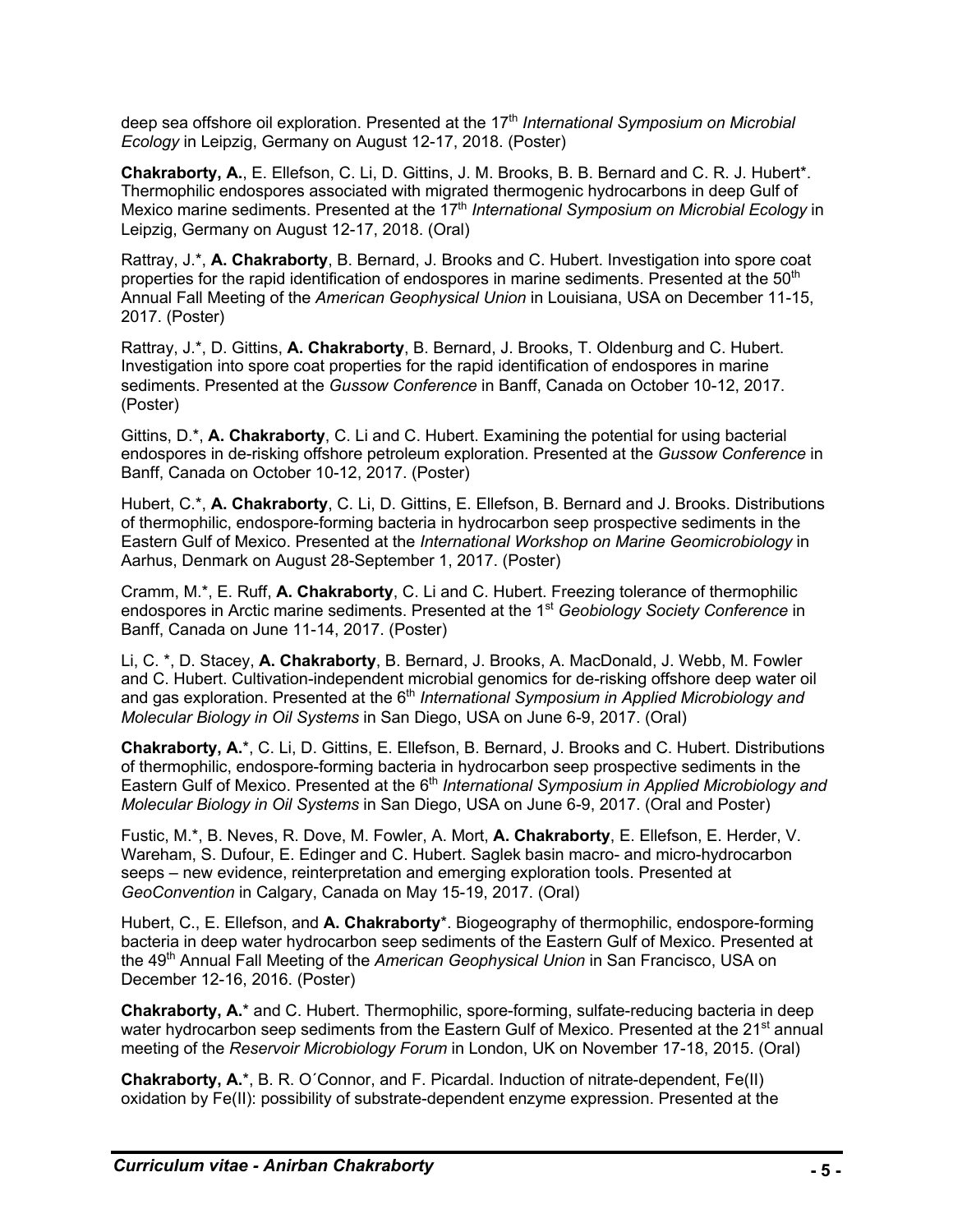deep sea offshore oil exploration. Presented at the 17th *International Symposium on Microbial Ecology* in Leipzig, Germany on August 12-17, 2018. (Poster)

**Chakraborty, A.**, E. Ellefson, C. Li, D. Gittins, J. M. Brooks, B. B. Bernard and C. R. J. Hubert*. Thermophilic endospores associated with migrated thermogenic hydrocarbons in deep Gulf of Mexico marine sediments. Presented at the 17th *International Symposium on Microbial Ecology* in Leipzig, Germany on August 12-17, 2018. (Oral)

Rattray, J.*, **A. Chakraborty**, B. Bernard, J. Brooks and C. Hubert. Investigation into spore coat properties for the rapid identification of endospores in marine sediments. Presented at the 50th Annual Fall Meeting of the *American Geophysical Union* in Louisiana, USA on December 11-15, 2017. (Poster)

Rattray, J.*, D. Gittins, **A. Chakraborty**, B. Bernard, J. Brooks, T. Oldenburg and C. Hubert. Investigation into spore coat properties for the rapid identification of endospores in marine sediments. Presented at the *Gussow Conference* in Banff, Canada on October 10-12, 2017. (Poster)

Gittins, D.*, **A. Chakraborty**, C. Li and C. Hubert. Examining the potential for using bacterial endospores in de-risking offshore petroleum exploration. Presented at the *Gussow Conference* in Banff, Canada on October 10-12, 2017. (Poster)

Hubert, C.*, **A. Chakraborty**, C. Li, D. Gittins, E. Ellefson, B. Bernard and J. Brooks. Distributions of thermophilic, endospore-forming bacteria in hydrocarbon seep prospective sediments in the Eastern Gulf of Mexico. Presented at the *International Workshop on Marine Geomicrobiology* in Aarhus, Denmark on August 28-September 1, 2017. (Poster)

Cramm, M.*, E. Ruff, **A. Chakraborty**, C. Li and C. Hubert. Freezing tolerance of thermophilic endospores in Arctic marine sediments. Presented at the 1st *Geobiology Society Conference* in Banff, Canada on June 11-14, 2017. (Poster)

Li, C. *, D. Stacey, **A. Chakraborty**, B. Bernard, J. Brooks, A. MacDonald, J. Webb, M. Fowler and C. Hubert. Cultivation-independent microbial genomics for de-risking offshore deep water oil and gas exploration. Presented at the 6th *International Symposium in Applied Microbiology and Molecular Biology in Oil Systems* in San Diego, USA on June 6-9, 2017. (Oral)

**Chakraborty, A.***, C. Li, D. Gittins, E. Ellefson, B. Bernard, J. Brooks and C. Hubert. Distributions of thermophilic, endospore-forming bacteria in hydrocarbon seep prospective sediments in the Eastern Gulf of Mexico. Presented at the 6th *International Symposium in Applied Microbiology and Molecular Biology in Oil Systems* in San Diego, USA on June 6-9, 2017. (Oral and Poster)

Fustic, M.*, B. Neves, R. Dove, M. Fowler, A. Mort, **A. Chakraborty**, E. Ellefson, E. Herder, V. Wareham, S. Dufour, E. Edinger and C. Hubert. Saglek basin macro- and micro-hydrocarbon seeps – new evidence, reinterpretation and emerging exploration tools. Presented at *GeoConvention* in Calgary, Canada on May 15-19, 2017. (Oral)

Hubert, C., E. Ellefson, and **A. Chakraborty***. Biogeography of thermophilic, endospore-forming bacteria in deep water hydrocarbon seep sediments of the Eastern Gulf of Mexico. Presented at the 49th Annual Fall Meeting of the *American Geophysical Union* in San Francisco, USA on December 12-16, 2016. (Poster)

**Chakraborty, A.*** and C. Hubert. Thermophilic, spore-forming, sulfate-reducing bacteria in deep water hydrocarbon seep sediments from the Eastern Gulf of Mexico. Presented at the 21st annual meeting of the *Reservoir Microbiology Forum* in London, UK on November 17-18, 2015. (Oral)

**Chakraborty, A.***, B. R. O´Connor, and F. Picardal. Induction of nitrate-dependent, Fe(II) oxidation by Fe(II): possibility of substrate-dependent enzyme expression. Presented at the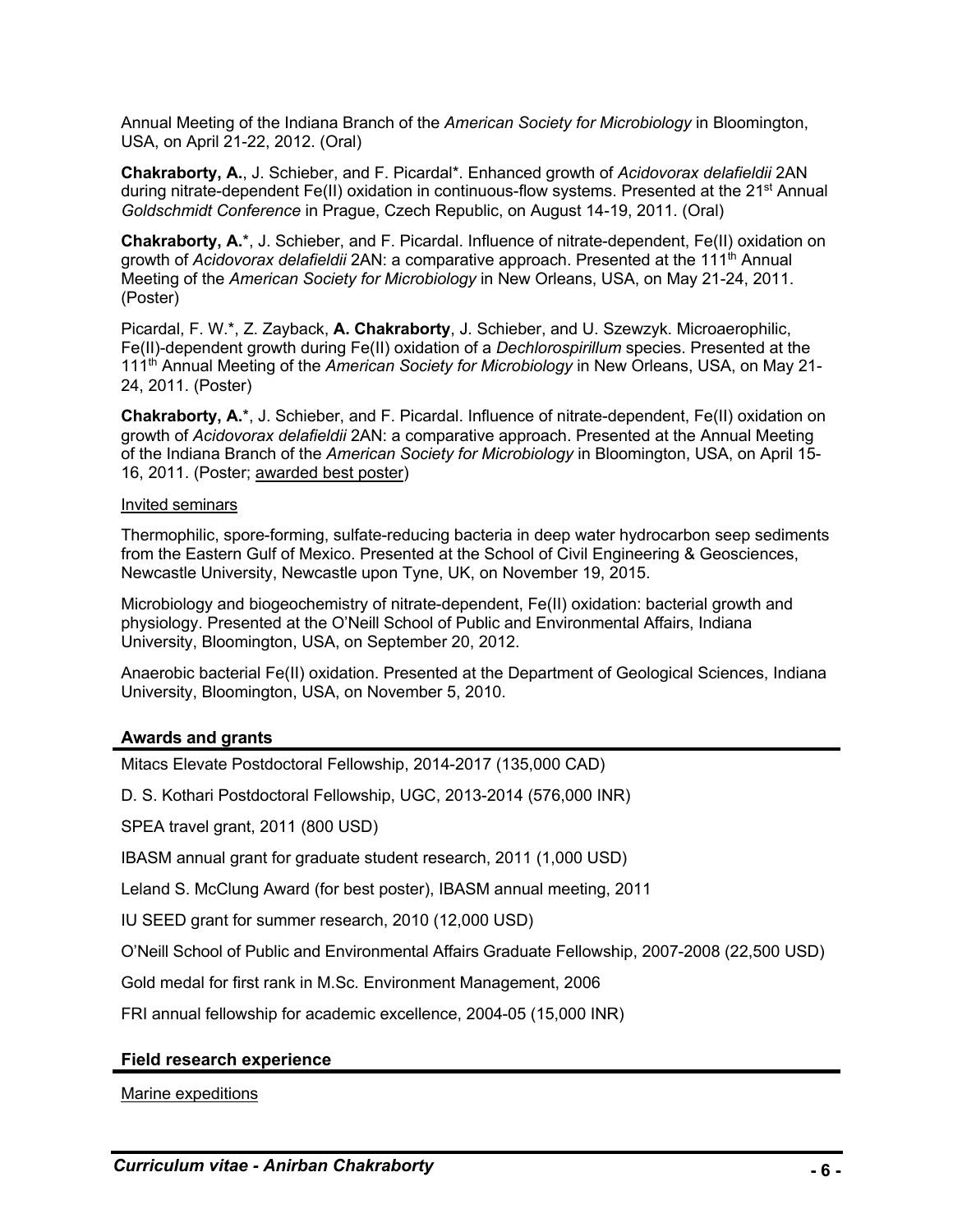Annual Meeting of the Indiana Branch of the *American Society for Microbiology* in Bloomington, USA, on April 21-22, 2012. (Oral)

**Chakraborty, A.**, J. Schieber, and F. Picardal*. Enhanced growth of *Acidovorax delafieldii* 2AN during nitrate-dependent Fe(II) oxidation in continuous-flow systems. Presented at the 21st Annual *Goldschmidt Conference* in Prague, Czech Republic, on August 14-19, 2011. (Oral)

**Chakraborty, A.***, J. Schieber, and F. Picardal. Influence of nitrate-dependent, Fe(II) oxidation on growth of *Acidovorax delafieldii* 2AN: a comparative approach. Presented at the 111th Annual Meeting of the *American Society for Microbiology* in New Orleans, USA, on May 21-24, 2011. (Poster)

Picardal, F. W.*, Z. Zayback, **A. Chakraborty**, J. Schieber, and U. Szewzyk. Microaerophilic, Fe(II)-dependent growth during Fe(II) oxidation of a *Dechlorospirillum* species. Presented at the 111th Annual Meeting of the *American Society for Microbiology* in New Orleans, USA, on May 21-24, 2011. (Poster)

**Chakraborty, A.***, J. Schieber, and F. Picardal. Influence of nitrate-dependent, Fe(II) oxidation on growth of *Acidovorax delafieldii* 2AN: a comparative approach. Presented at the Annual Meeting of the Indiana Branch of the *American Society for Microbiology* in Bloomington, USA, on April 15-16, 2011. (Poster; awarded best poster)

Invited seminars

Thermophilic, spore-forming, sulfate-reducing bacteria in deep water hydrocarbon seep sediments from the Eastern Gulf of Mexico. Presented at the School of Civil Engineering & Geosciences, Newcastle University, Newcastle upon Tyne, UK, on November 19, 2015.

Microbiology and biogeochemistry of nitrate-dependent, Fe(II) oxidation: bacterial growth and physiology. Presented at the O'Neill School of Public and Environmental Affairs, Indiana University, Bloomington, USA, on September 20, 2012.

Anaerobic bacterial Fe(II) oxidation. Presented at the Department of Geological Sciences, Indiana University, Bloomington, USA, on November 5, 2010.

## Awards and grants

Mitacs Elevate Postdoctoral Fellowship, 2014-2017 (135,000 CAD)

D. S. Kothari Postdoctoral Fellowship, UGC, 2013-2014 (576,000 INR)

SPEA travel grant, 2011 (800 USD)

IBASM annual grant for graduate student research, 2011 (1,000 USD)

Leland S. McClung Award (for best poster), IBASM annual meeting, 2011

IU SEED grant for summer research, 2010 (12,000 USD)

O'Neill School of Public and Environmental Affairs Graduate Fellowship, 2007-2008 (22,500 USD)

Gold medal for first rank in M.Sc. Environment Management, 2006

FRI annual fellowship for academic excellence, 2004-05 (15,000 INR)

## Field research experience

Marine expeditions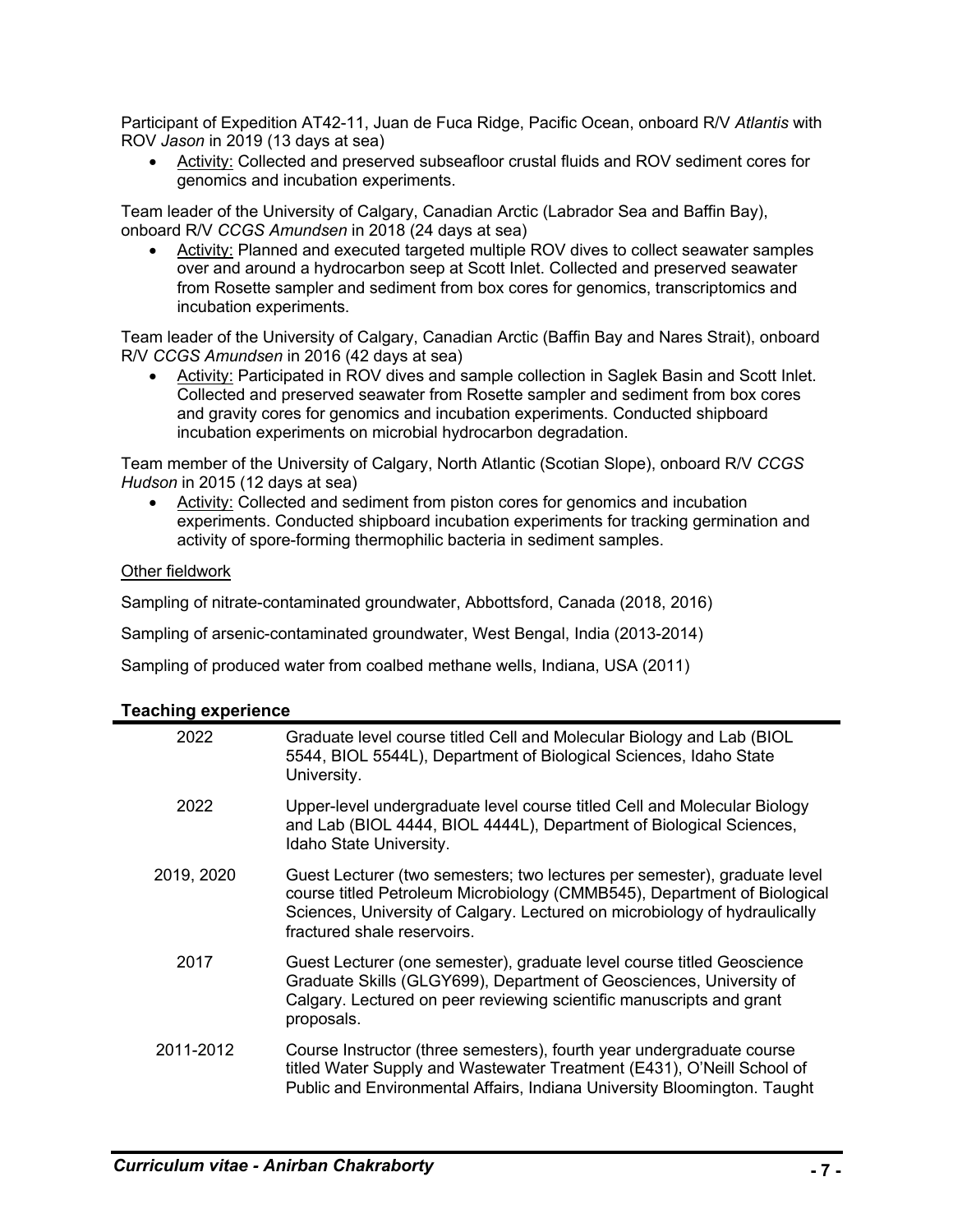Participant of Expedition AT42-11, Juan de Fuca Ridge, Pacific Ocean, onboard R/V *Atlantis* with ROV *Jason* in 2019 (13 days at sea)

- Activity: Collected and preserved subseafloor crustal fluids and ROV sediment cores for genomics and incubation experiments.

Team leader of the University of Calgary, Canadian Arctic (Labrador Sea and Baffin Bay), onboard R/V *CCGS Amundsen* in 2018 (24 days at sea)

- Activity: Planned and executed targeted multiple ROV dives to collect seawater samples over and around a hydrocarbon seep at Scott Inlet. Collected and preserved seawater from Rosette sampler and sediment from box cores for genomics, transcriptomics and incubation experiments.

Team leader of the University of Calgary, Canadian Arctic (Baffin Bay and Nares Strait), onboard R/V *CCGS Amundsen* in 2016 (42 days at sea)

- Activity: Participated in ROV dives and sample collection in Saglek Basin and Scott Inlet. Collected and preserved seawater from Rosette sampler and sediment from box cores and gravity cores for genomics and incubation experiments. Conducted shipboard incubation experiments on microbial hydrocarbon degradation.

Team member of the University of Calgary, North Atlantic (Scotian Slope), onboard R/V *CCGS Hudson* in 2015 (12 days at sea)

- Activity: Collected and sediment from piston cores for genomics and incubation experiments. Conducted shipboard incubation experiments for tracking germination and activity of spore-forming thermophilic bacteria in sediment samples.

Other fieldwork

Sampling of nitrate-contaminated groundwater, Abbottsford, Canada (2018, 2016)

Sampling of arsenic-contaminated groundwater, West Bengal, India (2013-2014)

Sampling of produced water from coalbed methane wells, Indiana, USA (2011)

## Teaching experience

| | |
|---|---|
| 2022 | Graduate level course titled Cell and Molecular Biology and Lab (BIOL 5544, BIOL 5544L), Department of Biological Sciences, Idaho State University. |
| 2022 | Upper-level undergraduate level course titled Cell and Molecular Biology and Lab (BIOL 4444, BIOL 4444L), Department of Biological Sciences, Idaho State University. |
| 2019, 2020 | Guest Lecturer (two semesters; two lectures per semester), graduate level course titled Petroleum Microbiology (CMMB545), Department of Biological Sciences, University of Calgary. Lectured on microbiology of hydraulically fractured shale reservoirs. |
| 2017 | Guest Lecturer (one semester), graduate level course titled Geoscience Graduate Skills (GLGY699), Department of Geosciences, University of Calgary. Lectured on peer reviewing scientific manuscripts and grant proposals. |
| 2011-2012 | Course Instructor (three semesters), fourth year undergraduate course titled Water Supply and Wastewater Treatment (E431), O'Neill School of Public and Environmental Affairs, Indiana University Bloomington. Taught |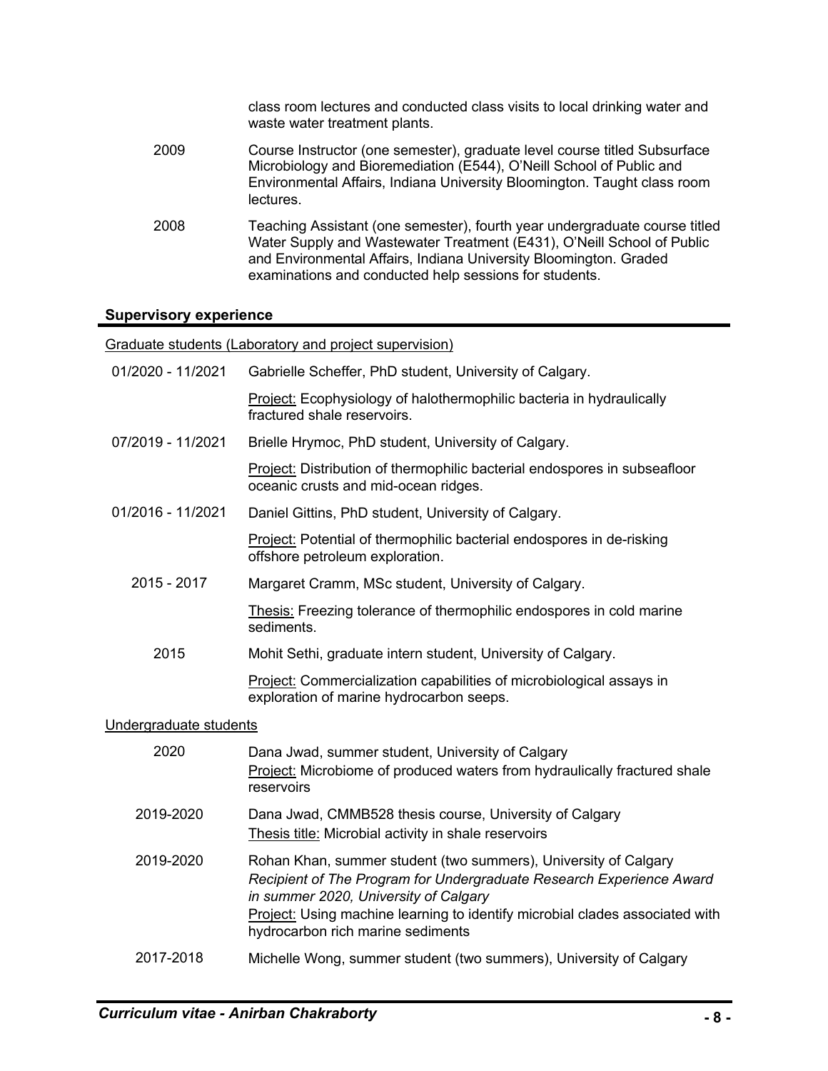class room lectures and conducted class visits to local drinking water and waste water treatment plants.

2009 — Course Instructor (one semester), graduate level course titled Subsurface Microbiology and Bioremediation (E544), O'Neill School of Public and Environmental Affairs, Indiana University Bloomington. Taught class room lectures.

2008 — Teaching Assistant (one semester), fourth year undergraduate course titled Water Supply and Wastewater Treatment (E431), O'Neill School of Public and Environmental Affairs, Indiana University Bloomington. Graded examinations and conducted help sessions for students.

## Supervisory experience

### Graduate students (Laboratory and project supervision)

01/2020 - 11/2021 — Gabrielle Scheffer, PhD student, University of Calgary.
Project: Ecophysiology of halothermophilic bacteria in hydraulically fractured shale reservoirs.

07/2019 - 11/2021 — Brielle Hrymoc, PhD student, University of Calgary.
Project: Distribution of thermophilic bacterial endospores in subseafloor oceanic crusts and mid-ocean ridges.

01/2016 - 11/2021 — Daniel Gittins, PhD student, University of Calgary.
Project: Potential of thermophilic bacterial endospores in de-risking offshore petroleum exploration.

2015 - 2017 — Margaret Cramm, MSc student, University of Calgary.
Thesis: Freezing tolerance of thermophilic endospores in cold marine sediments.

2015 — Mohit Sethi, graduate intern student, University of Calgary.
Project: Commercialization capabilities of microbiological assays in exploration of marine hydrocarbon seeps.

### Undergraduate students

2020 — Dana Jwad, summer student, University of Calgary
Project: Microbiome of produced waters from hydraulically fractured shale reservoirs

2019-2020 — Dana Jwad, CMMB528 thesis course, University of Calgary
Thesis title: Microbial activity in shale reservoirs

2019-2020 — Rohan Khan, summer student (two summers), University of Calgary
*Recipient of The Program for Undergraduate Research Experience Award in summer 2020, University of Calgary*
Project: Using machine learning to identify microbial clades associated with hydrocarbon rich marine sediments

2017-2018 — Michelle Wong, summer student (two summers), University of Calgary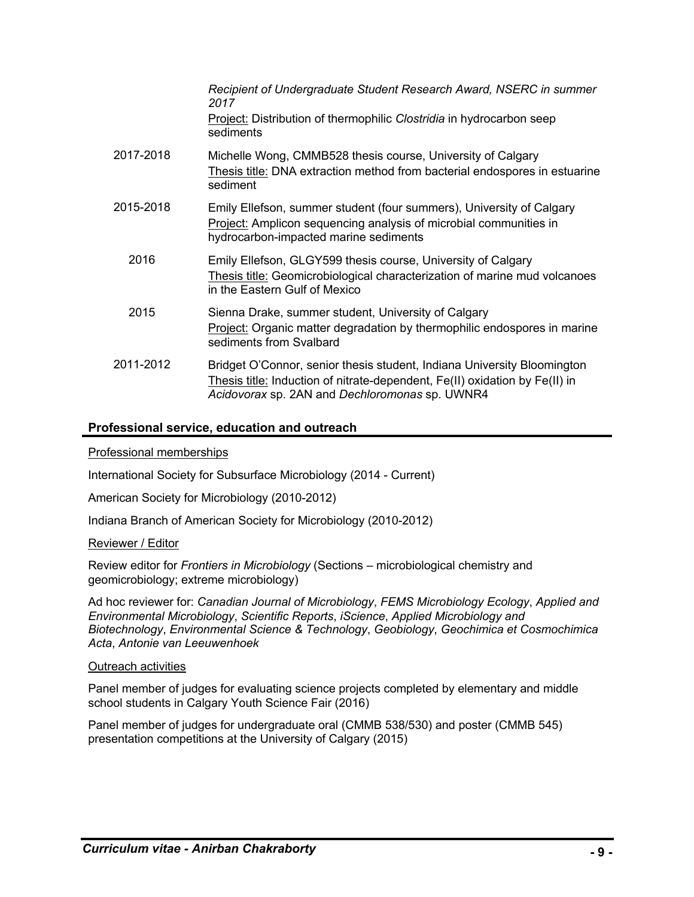*Recipient of Undergraduate Student Research Award, NSERC in summer 2017*
Project: Distribution of thermophilic *Clostridia* in hydrocarbon seep sediments

2017-2018 Michelle Wong, CMMB528 thesis course, University of Calgary
Thesis title: DNA extraction method from bacterial endospores in estuarine sediment

2015-2018 Emily Ellefson, summer student (four summers), University of Calgary
Project: Amplicon sequencing analysis of microbial communities in hydrocarbon-impacted marine sediments

2016 Emily Ellefson, GLGY599 thesis course, University of Calgary
Thesis title: Geomicrobiological characterization of marine mud volcanoes in the Eastern Gulf of Mexico

2015 Sienna Drake, summer student, University of Calgary
Project: Organic matter degradation by thermophilic endospores in marine sediments from Svalbard

2011-2012 Bridget O'Connor, senior thesis student, Indiana University Bloomington
Thesis title: Induction of nitrate-dependent, Fe(II) oxidation by Fe(II) in *Acidovorax* sp. 2AN and *Dechloromonas* sp. UWNR4

## Professional service, education and outreach

Professional memberships

International Society for Subsurface Microbiology (2014 - Current)

American Society for Microbiology (2010-2012)

Indiana Branch of American Society for Microbiology (2010-2012)

Reviewer / Editor

Review editor for *Frontiers in Microbiology* (Sections – microbiological chemistry and geomicrobiology; extreme microbiology)

Ad hoc reviewer for: *Canadian Journal of Microbiology*, *FEMS Microbiology Ecology*, *Applied and Environmental Microbiology*, *Scientific Reports*, *iScience*, *Applied Microbiology and Biotechnology*, *Environmental Science & Technology*, *Geobiology*, *Geochimica et Cosmochimica Acta*, *Antonie van Leeuwenhoek*

Outreach activities

Panel member of judges for evaluating science projects completed by elementary and middle school students in Calgary Youth Science Fair (2016)

Panel member of judges for undergraduate oral (CMMB 538/530) and poster (CMMB 545) presentation competitions at the University of Calgary (2015)